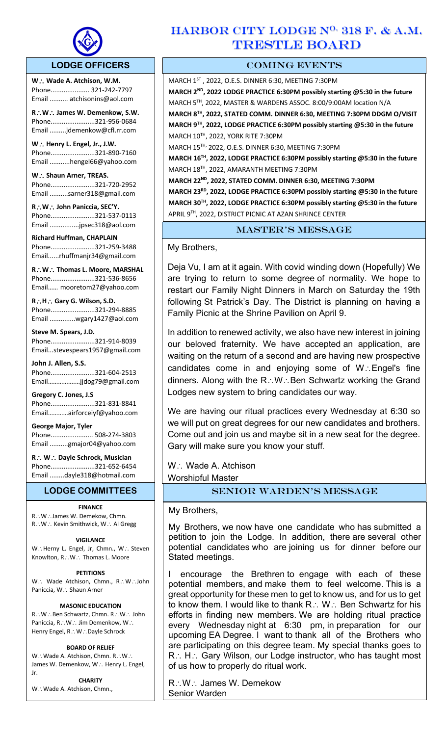# HARBOR CITY LODGE NO. 318 F. & A.M. TRESTLE BOARD

## LODGE OFFICERS

**W∴ Wade A. Atchison, W.M.**
Phone..................... 321-242-7797
Email .......... atchisonins@aol.com

**R∴W∴ James W. Demenkow, S.W.**
Phone........................321-956-0684
Email .........jdemenkow@cfl.rr.com

**W∴ Henry L. Engel, Jr., J.W.**
Phone........................321-890-7160
Email ...........hengel66@yahoo.com

**W∴ Shaun Arner, TREAS.**
Phone........................321-720-2952
Email ..........sarner318@gmail.com

**R∴W∴ John Paniccia, SEC'Y.**
Phone........................321-537-0113
Email ................jpsec318@aol.com

**Richard Huffman, CHAPLAIN**
Phone........................321-259-3488
Email......rhuffmanjr34@gmail.com

**R∴W∴ Thomas L. Moore, MARSHAL**
Phone........................321-536-8656
Email...... mooretom27@yahoo.com

**R∴H∴ Gary G. Wilson, S.D.**
Phone........................321-294-8885
Email ..............wgary1427@aol.com

**Steve M. Spears, J.D.**
Phone........................321-914-8039
Email...stevespears1957@gmail.com

**John J. Allen, S.S.**
Phone........................321-604-2513
Email..................jjdog79@gmail.com

**Gregory C. Jones, J.S**
Phone........................321-831-8841
Email............airforceiyf@yahoo.com

**George Major, Tyler**
Phone....................... 508-274-3803
Email ..........gmajor04@yahoo.com

**R∴ W∴ Dayle Schrock, Musician**
Phone........................321-652-6454
Email ........dayle318@hotmail.com

## LODGE COMMITTEES

**FINANCE**
R∴W∴James W. Demekow, Chmn. R∴W∴ Kevin Smithwick, W∴ Al Gregg

**VIGILANCE**
W∴Herny L. Engel, Jr, Chmn., W∴ Steven Knowlton, R∴W∴ Thomas L. Moore

**PETITIONS**
W∴ Wade Atchison, Chmn., R∴W∴John Paniccia, W∴ Shaun Arner

**MASONIC EDUCATION**
R∴W∴Ben Schwartz, Chmn. R∴W∴ John Paniccia, R∴W∴ Jim Demenkow, W∴ Henry Engel, R∴W∴Dayle Schrock

**BOARD OF RELIEF**
W∴Wade A. Atchison, Chmn. R∴W∴ James W. Demenkow, W∴ Henry L. Engel, Jr.

**CHARITY**
W∴Wade A. Atchison, Chmn.,

## COMING EVENTS

MARCH 1ST , 2022, O.E.S. DINNER 6:30, MEETING 7:30PM
**MARCH 2ND, 2022 LODGE PRACTICE 6:30PM possibly starting @5:30 in the future**
MARCH 5TH, 2022, MASTER & WARDENS ASSOC. 8:00/9:00AM location N/A
**MARCH 8TH, 2022, STATED COMM. DINNER 6:30, MEETING 7:30PM DDGM O/VISIT**
**MARCH 9TH, 2022, LODGE PRACTICE 6:30PM possibly starting @5:30 in the future**
MARCH 10TH, 2022, YORK RITE 7:30PM
MARCH 15TH, 2022, O.E.S. DINNER 6:30, MEETING 7:30PM
**MARCH 16TH, 2022, LODGE PRACTICE 6:30PM possibly starting @5:30 in the future**
MARCH 18TH, 2022, AMARANTH MEETING 7:30PM
**MARCH 22ND, 2022, STATED COMM. DINNER 6:30, MEETING 7:30PM**
**MARCH 23RD, 2022, LODGE PRACTICE 6:30PM possibly starting @5:30 in the future**
**MARCH 30TH, 2022, LODGE PRACTICE 6:30PM possibly starting @5:30 in the future**
APRIL 9TH, 2022, DISTRICT PICNIC AT AZAN SHRINCE CENTER

## MASTER'S MESSAGE

My Brothers,

Deja Vu, I am at it again. With covid winding down (Hopefully) We are trying to return to some degree of normality. We hope to restart our Family Night Dinners in March on Saturday the 19th following St Patrick's Day. The District is planning on having a Family Picnic at the Shrine Pavilion on April 9.

In addition to renewed activity, we also have new interest in joining our beloved fraternity. We have accepted an application, are waiting on the return of a second and are having new prospective candidates come in and enjoying some of W∴Engel's fine dinners. Along with the R∴W∴Ben Schwartz working the Grand Lodges new system to bring candidates our way.

We are having our ritual practices every Wednesday at 6:30 so we will put on great degrees for our new candidates and brothers. Come out and join us and maybe sit in a new seat for the degree. Gary will make sure you know your stuff.

W∴ Wade A. Atchison
Worshipful Master

## SENIOR WARDEN'S MESSAGE

My Brothers,

My Brothers, we now have one candidate who has submitted a petition to join the Lodge. In addition, there are several other potential candidates who are joining us for dinner before our Stated meetings.

I encourage the Brethren to engage with each of these potential members, and make them to feel welcome. This is a great opportunity for these men to get to know us, and for us to get to know them. I would like to thank R∴ W∴ Ben Schwartz for his efforts in finding new members. We are holding ritual practice every Wednesday night at 6:30 pm, in preparation for our upcoming EA Degree. I want to thank all of the Brothers who are participating on this degree team. My special thanks goes to R∴ H∴ Gary Wilson, our Lodge instructor, who has taught most of us how to properly do ritual work.

R∴W∴ James W. Demekow
Senior Warden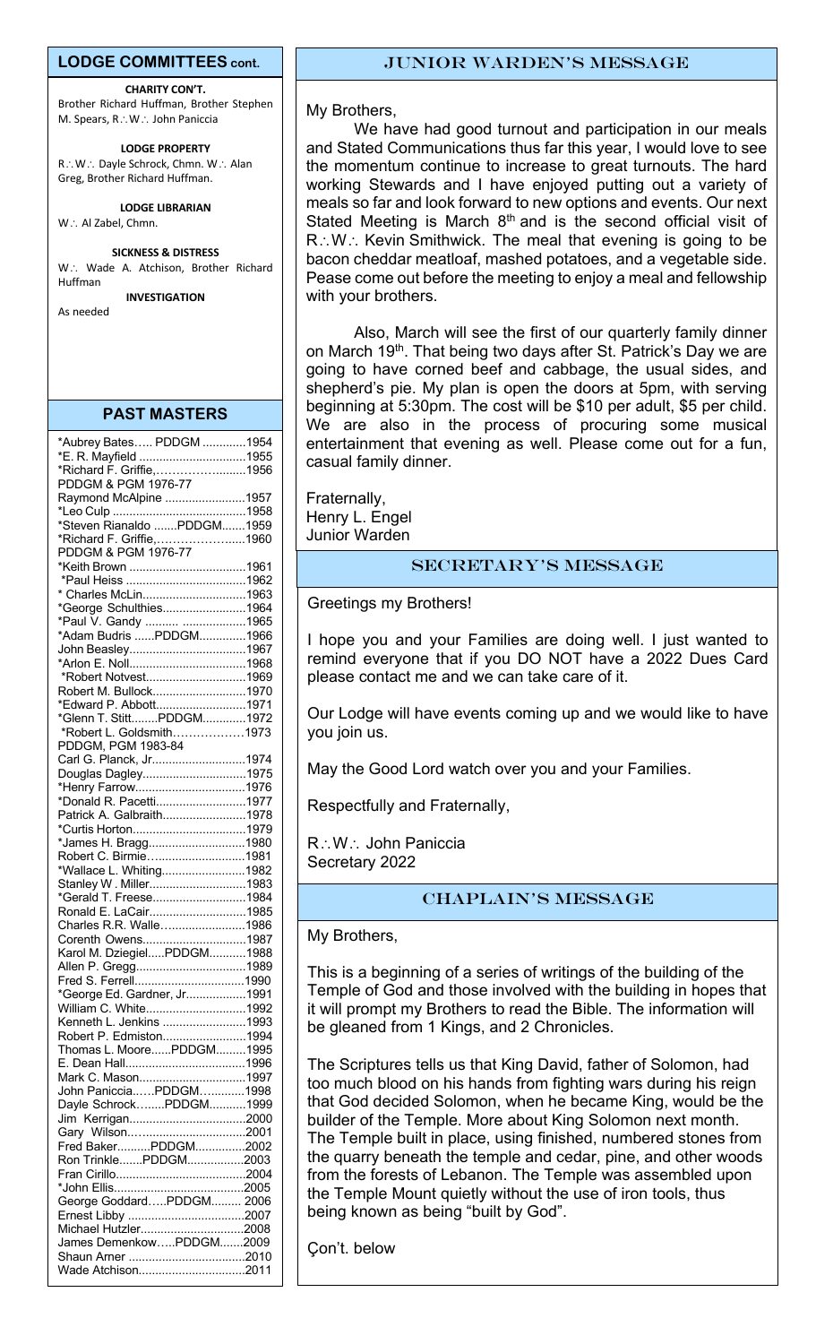## LODGE COMMITTEES cont.

**CHARITY CON'T.**

Brother Richard Huffman, Brother Stephen M. Spears, R∴W∴ John Paniccia

**LODGE PROPERTY**

R∴W∴ Dayle Schrock, Chmn. W∴ Alan Greg, Brother Richard Huffman.

**LODGE LIBRARIAN**

W∴ Al Zabel, Chmn.

**SICKNESS & DISTRESS**

W∴ Wade A. Atchison, Brother Richard Huffman

**INVESTIGATION**

As needed

## PAST MASTERS

| Name | Year |
|---|---|
| *Aubrey Bates….. PDDGM | 1954 |
| *E. R. Mayfield | 1955 |
| *Richard F. Griffie, PDDGM & PGM 1976-77 | 1956 |
| Raymond McAlpine | 1957 |
| *Leo Culp | 1958 |
| *Steven Rianaldo .......PDDGM | 1959 |
| *Richard F. Griffie, PDDGM & PGM 1976-77 | 1960 |
| *Keith Brown | 1961 |
| *Paul Heiss | 1962 |
| * Charles McLin | 1963 |
| *George Schulthies | 1964 |
| *Paul V. Gandy | 1965 |
| *Adam Budris ......PDDGM | 1966 |
| John Beasley | 1967 |
| *Arlon E. Noll | 1968 |
| *Robert Notvest | 1969 |
| Robert M. Bullock | 1970 |
| *Edward P. Abbott | 1971 |
| *Glenn T. Stitt........PDDGM | 1972 |
| *Robert L. Goldsmith, PDDGM, PGM 1983-84 | 1973 |
| Carl G. Planck, Jr. | 1974 |
| Douglas Dagley | 1975 |
| *Henry Farrow | 1976 |
| *Donald R. Pacetti | 1977 |
| Patrick A. Galbraith | 1978 |
| *Curtis Horton | 1979 |
| *James H. Bragg | 1980 |
| Robert C. Birmie | 1981 |
| *Wallace L. Whiting | 1982 |
| Stanley W . Miller | 1983 |
| *Gerald T. Freese | 1984 |
| Ronald E. LaCair | 1985 |
| Charles R.R. Walle | 1986 |
| Corenth Owens | 1987 |
| Karol M. Dziegiel.....PDDGM | 1988 |
| Allen P. Gregg | 1989 |
| Fred S. Ferrell | 1990 |
| *George Ed. Gardner, Jr. | 1991 |
| William C. White | 1992 |
| Kenneth L. Jenkins | 1993 |
| Robert P. Edmiston | 1994 |
| Thomas L. Moore......PDDGM | 1995 |
| E. Dean Hall | 1996 |
| Mark C. Mason | 1997 |
| John Paniccia……PDDGM | 1998 |
| Dayle Schrock……..PDDGM | 1999 |
| Jim Kerrigan | 2000 |
| Gary Wilson | 2001 |
| Fred Baker..........PDDGM | 2002 |
| Ron Trinkle.......PDDGM | 2003 |
| Fran Cirillo | 2004 |
| *John Ellis | 2005 |
| George Goddard…..PDDGM | 2006 |
| Ernest Libby | 2007 |
| Michael Hutzler | 2008 |
| James Demenkow…..PDDGM | 2009 |
| Shaun Arner | 2010 |
| Wade Atchison | 2011 |

## JUNIOR WARDEN'S MESSAGE

My Brothers,

We have had good turnout and participation in our meals and Stated Communications thus far this year, I would love to see the momentum continue to increase to great turnouts. The hard working Stewards and I have enjoyed putting out a variety of meals so far and look forward to new options and events. Our next Stated Meeting is March 8th and is the second official visit of R∴W∴ Kevin Smithwick. The meal that evening is going to be bacon cheddar meatloaf, mashed potatoes, and a vegetable side. Pease come out before the meeting to enjoy a meal and fellowship with your brothers.

Also, March will see the first of our quarterly family dinner on March 19th. That being two days after St. Patrick's Day we are going to have corned beef and cabbage, the usual sides, and shepherd's pie. My plan is open the doors at 5pm, with serving beginning at 5:30pm. The cost will be $10 per adult, $5 per child. We are also in the process of procuring some musical entertainment that evening as well. Please come out for a fun, casual family dinner.

Fraternally,
Henry L. Engel
Junior Warden

## SECRETARY'S MESSAGE

Greetings my Brothers!

I hope you and your Families are doing well. I just wanted to remind everyone that if you DO NOT have a 2022 Dues Card please contact me and we can take care of it.

Our Lodge will have events coming up and we would like to have you join us.

May the Good Lord watch over you and your Families.

Respectfully and Fraternally,

R∴W∴ John Paniccia
Secretary 2022

## CHAPLAIN'S MESSAGE

My Brothers,

This is a beginning of a series of writings of the building of the Temple of God and those involved with the building in hopes that it will prompt my Brothers to read the Bible. The information will be gleaned from 1 Kings, and 2 Chronicles.

The Scriptures tells us that King David, father of Solomon, had too much blood on his hands from fighting wars during his reign that God decided Solomon, when he became King, would be the builder of the Temple. More about King Solomon next month. The Temple built in place, using finished, numbered stones from the quarry beneath the temple and cedar, pine, and other woods from the forests of Lebanon. The Temple was assembled upon the Temple Mount quietly without the use of iron tools, thus being known as being "built by God".

Çon't. below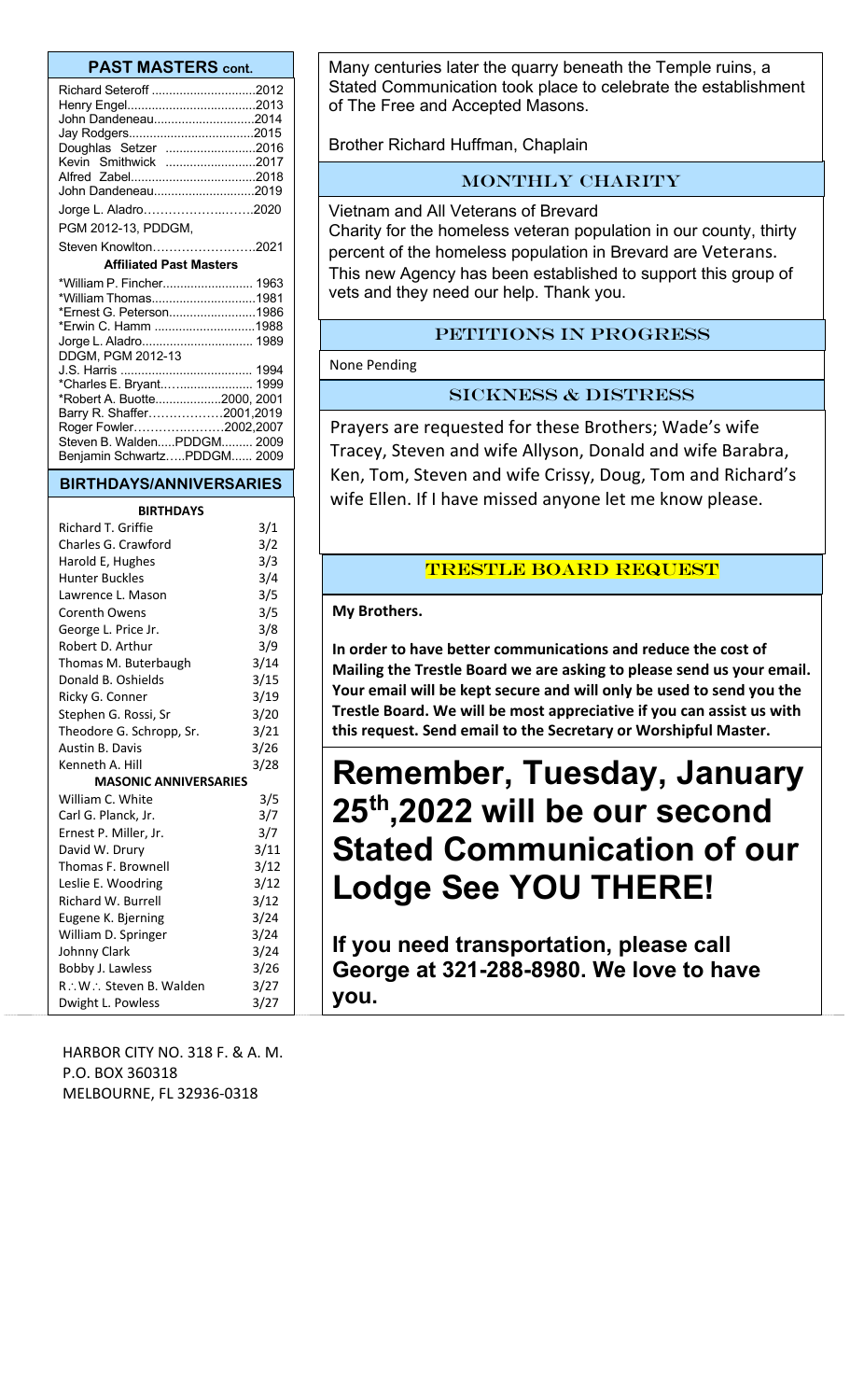## PAST MASTERS cont.

| | |
|---|---|
| Richard Seteroff | 2012 |
| Henry Engel | 2013 |
| John Dandeneau | 2014 |
| Jay Rodgers | 2015 |
| Doughlas Setzer | 2016 |
| Kevin Smithwick | 2017 |
| Alfred Zabel | 2018 |
| John Dandeneau | 2019 |
| Jorge L. Aladro | 2020 |
| PGM 2012-13, PDDGM, | |
| Steven Knowlton | 2021 |

**Affiliated Past Masters**

| | |
|---|---|
| *William P. Fincher | 1963 |
| *William Thomas | 1981 |
| *Ernest G. Peterson | 1986 |
| *Erwin C. Hamm | 1988 |
| Jorge L. Aladro | 1989 |
| DDGM, PGM 2012-13 | |
| J.S. Harris | 1994 |
| *Charles E. Bryant | 1999 |
| *Robert A. Buotte | 2000, 2001 |
| Barry R. Shaffer | 2001,2019 |
| Roger Fowler | 2002,2007 |
| Steven B. Walden.....PDDGM | 2009 |
| Benjamin Schwartz.....PDDGM | 2009 |

## BIRTHDAYS/ANNIVERSARIES

| BIRTHDAYS | |
|---|---|
| Richard T. Griffie | 3/1 |
| Charles G. Crawford | 3/2 |
| Harold E, Hughes | 3/3 |
| Hunter Buckles | 3/4 |
| Lawrence L. Mason | 3/5 |
| Corenth Owens | 3/5 |
| George L. Price Jr. | 3/8 |
| Robert D. Arthur | 3/9 |
| Thomas M. Buterbaugh | 3/14 |
| Donald B. Oshields | 3/15 |
| Ricky G. Conner | 3/19 |
| Stephen G. Rossi, Sr | 3/20 |
| Theodore G. Schropp, Sr. | 3/21 |
| Austin B. Davis | 3/26 |
| Kenneth A. Hill | 3/28 |
| **MASONIC ANNIVERSARIES** | |
| William C. White | 3/5 |
| Carl G. Planck, Jr. | 3/7 |
| Ernest P. Miller, Jr. | 3/7 |
| David W. Drury | 3/11 |
| Thomas F. Brownell | 3/12 |
| Leslie E. Woodring | 3/12 |
| Richard W. Burrell | 3/12 |
| Eugene K. Bjerning | 3/24 |
| William D. Springer | 3/24 |
| Johnny Clark | 3/24 |
| Bobby J. Lawless | 3/26 |
| R∴W∴ Steven B. Walden | 3/27 |
| Dwight L. Powless | 3/27 |

HARBOR CITY NO. 318 F. & A. M.
P.O. BOX 360318
MELBOURNE, FL 32936-0318

Many centuries later the quarry beneath the Temple ruins, a Stated Communication took place to celebrate the establishment of The Free and Accepted Masons.

Brother Richard Huffman, Chaplain

## MONTHLY CHARITY

Vietnam and All Veterans of Brevard
Charity for the homeless veteran population in our county, thirty percent of the homeless population in Brevard are Veterans. This new Agency has been established to support this group of vets and they need our help. Thank you.

## PETITIONS IN PROGRESS

None Pending

## SICKNESS & DISTRESS

Prayers are requested for these Brothers; Wade's wife Tracey, Steven and wife Allyson, Donald and wife Barabra, Ken, Tom, Steven and wife Crissy, Doug, Tom and Richard's wife Ellen. If I have missed anyone let me know please.

## TRESTLE BOARD REQUEST

**My Brothers.**

**In order to have better communications and reduce the cost of Mailing the Trestle Board we are asking to please send us your email. Your email will be kept secure and will only be used to send you the Trestle Board. We will be most appreciative if you can assist us with this request. Send email to the Secretary or Worshipful Master.**

# Remember, Tuesday, January 25th,2022 will be our second Stated Communication of our Lodge See YOU THERE!

**If you need transportation, please call George at 321-288-8980. We love to have you.**